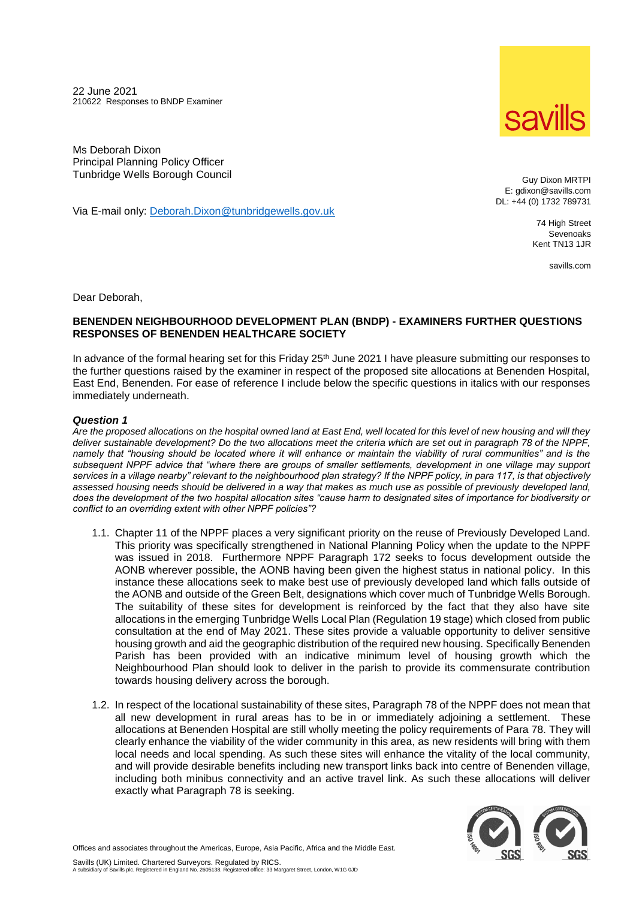22 June 2021
210622 Responses to BNDP Examiner

Ms Deborah Dixon
Principal Planning Policy Officer
Tunbridge Wells Borough Council

Via E-mail only: Deborah.Dixon@tunbridgewells.gov.uk

Guy Dixon MRTPI
E: gdixon@savills.com
DL: +44 (0) 1732 789731

74 High Street
Sevenoaks
Kent TN13 1JR

savills.com

Dear Deborah,

**BENENDEN NEIGHBOURHOOD DEVELOPMENT PLAN (BNDP) - EXAMINERS FURTHER QUESTIONS RESPONSES OF BENENDEN HEALTHCARE SOCIETY**

In advance of the formal hearing set for this Friday 25th June 2021 I have pleasure submitting our responses to the further questions raised by the examiner in respect of the proposed site allocations at Benenden Hospital, East End, Benenden. For ease of reference I include below the specific questions in italics with our responses immediately underneath.

***Question 1***

*Are the proposed allocations on the hospital owned land at East End, well located for this level of new housing and will they deliver sustainable development? Do the two allocations meet the criteria which are set out in paragraph 78 of the NPPF, namely that "housing should be located where it will enhance or maintain the viability of rural communities" and is the subsequent NPPF advice that "where there are groups of smaller settlements, development in one village may support services in a village nearby" relevant to the neighbourhood plan strategy? If the NPPF policy, in para 117, is that objectively assessed housing needs should be delivered in a way that makes as much use as possible of previously developed land, does the development of the two hospital allocation sites "cause harm to designated sites of importance for biodiversity or conflict to an overriding extent with other NPPF policies"?*

1.1. Chapter 11 of the NPPF places a very significant priority on the reuse of Previously Developed Land. This priority was specifically strengthened in National Planning Policy when the update to the NPPF was issued in 2018. Furthermore NPPF Paragraph 172 seeks to focus development outside the AONB wherever possible, the AONB having been given the highest status in national policy. In this instance these allocations seek to make best use of previously developed land which falls outside of the AONB and outside of the Green Belt, designations which cover much of Tunbridge Wells Borough. The suitability of these sites for development is reinforced by the fact that they also have site allocations in the emerging Tunbridge Wells Local Plan (Regulation 19 stage) which closed from public consultation at the end of May 2021. These sites provide a valuable opportunity to deliver sensitive housing growth and aid the geographic distribution of the required new housing. Specifically Benenden Parish has been provided with an indicative minimum level of housing growth which the Neighbourhood Plan should look to deliver in the parish to provide its commensurate contribution towards housing delivery across the borough.

1.2. In respect of the locational sustainability of these sites, Paragraph 78 of the NPPF does not mean that all new development in rural areas has to be in or immediately adjoining a settlement. These allocations at Benenden Hospital are still wholly meeting the policy requirements of Para 78. They will clearly enhance the viability of the wider community in this area, as new residents will bring with them local needs and local spending. As such these sites will enhance the vitality of the local community, and will provide desirable benefits including new transport links back into centre of Benenden village, including both minibus connectivity and an active travel link. As such these allocations will deliver exactly what Paragraph 78 is seeking.

Offices and associates throughout the Americas, Europe, Asia Pacific, Africa and the Middle East.

Savills (UK) Limited. Chartered Surveyors. Regulated by RICS.
A subsidiary of Savills plc. Registered in England No. 2605138. Registered office: 33 Margaret Street, London, W1G 0JD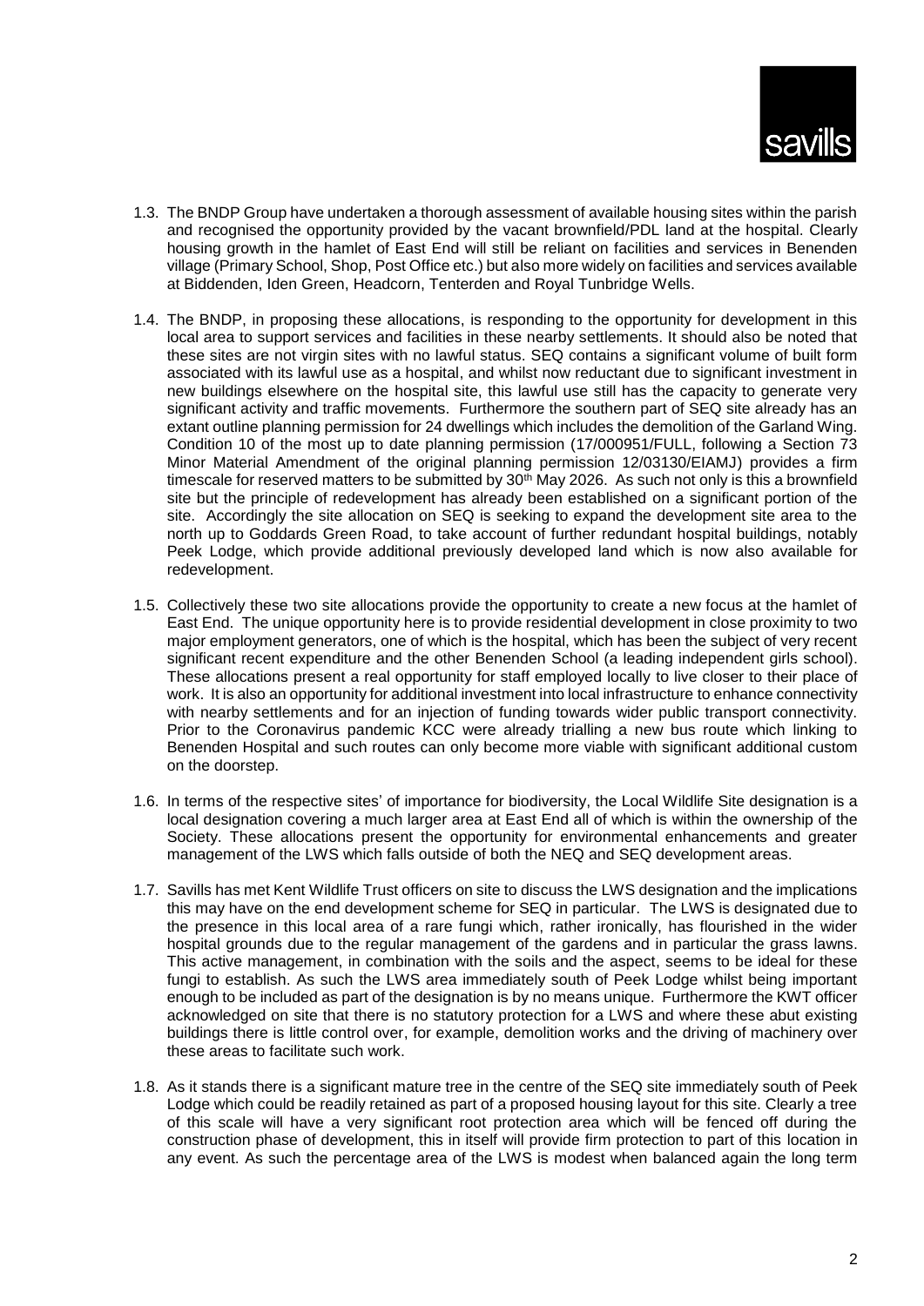1.3. The BNDP Group have undertaken a thorough assessment of available housing sites within the parish and recognised the opportunity provided by the vacant brownfield/PDL land at the hospital. Clearly housing growth in the hamlet of East End will still be reliant on facilities and services in Benenden village (Primary School, Shop, Post Office etc.) but also more widely on facilities and services available at Biddenden, Iden Green, Headcorn, Tenterden and Royal Tunbridge Wells.

1.4. The BNDP, in proposing these allocations, is responding to the opportunity for development in this local area to support services and facilities in these nearby settlements. It should also be noted that these sites are not virgin sites with no lawful status. SEQ contains a significant volume of built form associated with its lawful use as a hospital, and whilst now reductant due to significant investment in new buildings elsewhere on the hospital site, this lawful use still has the capacity to generate very significant activity and traffic movements. Furthermore the southern part of SEQ site already has an extant outline planning permission for 24 dwellings which includes the demolition of the Garland Wing. Condition 10 of the most up to date planning permission (17/000951/FULL, following a Section 73 Minor Material Amendment of the original planning permission 12/03130/EIAMJ) provides a firm timescale for reserved matters to be submitted by 30th May 2026. As such not only is this a brownfield site but the principle of redevelopment has already been established on a significant portion of the site. Accordingly the site allocation on SEQ is seeking to expand the development site area to the north up to Goddards Green Road, to take account of further redundant hospital buildings, notably Peek Lodge, which provide additional previously developed land which is now also available for redevelopment.

1.5. Collectively these two site allocations provide the opportunity to create a new focus at the hamlet of East End. The unique opportunity here is to provide residential development in close proximity to two major employment generators, one of which is the hospital, which has been the subject of very recent significant recent expenditure and the other Benenden School (a leading independent girls school). These allocations present a real opportunity for staff employed locally to live closer to their place of work. It is also an opportunity for additional investment into local infrastructure to enhance connectivity with nearby settlements and for an injection of funding towards wider public transport connectivity. Prior to the Coronavirus pandemic KCC were already trialling a new bus route which linking to Benenden Hospital and such routes can only become more viable with significant additional custom on the doorstep.

1.6. In terms of the respective sites' of importance for biodiversity, the Local Wildlife Site designation is a local designation covering a much larger area at East End all of which is within the ownership of the Society. These allocations present the opportunity for environmental enhancements and greater management of the LWS which falls outside of both the NEQ and SEQ development areas.

1.7. Savills has met Kent Wildlife Trust officers on site to discuss the LWS designation and the implications this may have on the end development scheme for SEQ in particular. The LWS is designated due to the presence in this local area of a rare fungi which, rather ironically, has flourished in the wider hospital grounds due to the regular management of the gardens and in particular the grass lawns. This active management, in combination with the soils and the aspect, seems to be ideal for these fungi to establish. As such the LWS area immediately south of Peek Lodge whilst being important enough to be included as part of the designation is by no means unique. Furthermore the KWT officer acknowledged on site that there is no statutory protection for a LWS and where these abut existing buildings there is little control over, for example, demolition works and the driving of machinery over these areas to facilitate such work.

1.8. As it stands there is a significant mature tree in the centre of the SEQ site immediately south of Peek Lodge which could be readily retained as part of a proposed housing layout for this site. Clearly a tree of this scale will have a very significant root protection area which will be fenced off during the construction phase of development, this in itself will provide firm protection to part of this location in any event. As such the percentage area of the LWS is modest when balanced again the long term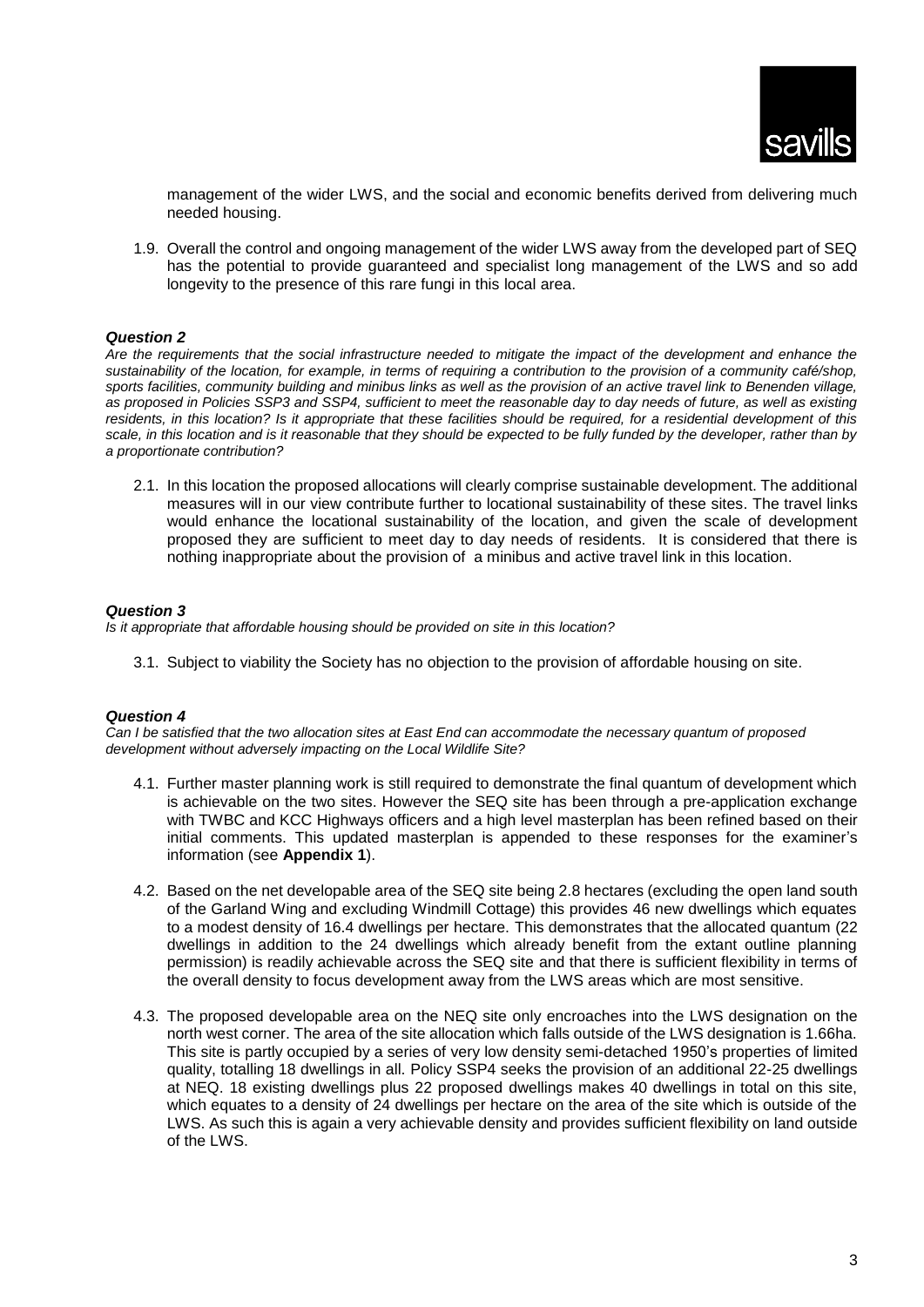management of the wider LWS, and the social and economic benefits derived from delivering much needed housing.

1.9. Overall the control and ongoing management of the wider LWS away from the developed part of SEQ has the potential to provide guaranteed and specialist long management of the LWS and so add longevity to the presence of this rare fungi in this local area.

### *Question 2*

*Are the requirements that the social infrastructure needed to mitigate the impact of the development and enhance the sustainability of the location, for example, in terms of requiring a contribution to the provision of a community café/shop, sports facilities, community building and minibus links as well as the provision of an active travel link to Benenden village, as proposed in Policies SSP3 and SSP4, sufficient to meet the reasonable day to day needs of future, as well as existing residents, in this location? Is it appropriate that these facilities should be required, for a residential development of this scale, in this location and is it reasonable that they should be expected to be fully funded by the developer, rather than by a proportionate contribution?*

2.1. In this location the proposed allocations will clearly comprise sustainable development. The additional measures will in our view contribute further to locational sustainability of these sites. The travel links would enhance the locational sustainability of the location, and given the scale of development proposed they are sufficient to meet day to day needs of residents. It is considered that there is nothing inappropriate about the provision of a minibus and active travel link in this location.

### *Question 3*

*Is it appropriate that affordable housing should be provided on site in this location?*

3.1. Subject to viability the Society has no objection to the provision of affordable housing on site.

### *Question 4*

*Can I be satisfied that the two allocation sites at East End can accommodate the necessary quantum of proposed development without adversely impacting on the Local Wildlife Site?*

4.1. Further master planning work is still required to demonstrate the final quantum of development which is achievable on the two sites. However the SEQ site has been through a pre-application exchange with TWBC and KCC Highways officers and a high level masterplan has been refined based on their initial comments. This updated masterplan is appended to these responses for the examiner's information (see **Appendix 1**).

4.2. Based on the net developable area of the SEQ site being 2.8 hectares (excluding the open land south of the Garland Wing and excluding Windmill Cottage) this provides 46 new dwellings which equates to a modest density of 16.4 dwellings per hectare. This demonstrates that the allocated quantum (22 dwellings in addition to the 24 dwellings which already benefit from the extant outline planning permission) is readily achievable across the SEQ site and that there is sufficient flexibility in terms of the overall density to focus development away from the LWS areas which are most sensitive.

4.3. The proposed developable area on the NEQ site only encroaches into the LWS designation on the north west corner. The area of the site allocation which falls outside of the LWS designation is 1.66ha. This site is partly occupied by a series of very low density semi-detached 1950's properties of limited quality, totalling 18 dwellings in all. Policy SSP4 seeks the provision of an additional 22-25 dwellings at NEQ. 18 existing dwellings plus 22 proposed dwellings makes 40 dwellings in total on this site, which equates to a density of 24 dwellings per hectare on the area of the site which is outside of the LWS. As such this is again a very achievable density and provides sufficient flexibility on land outside of the LWS.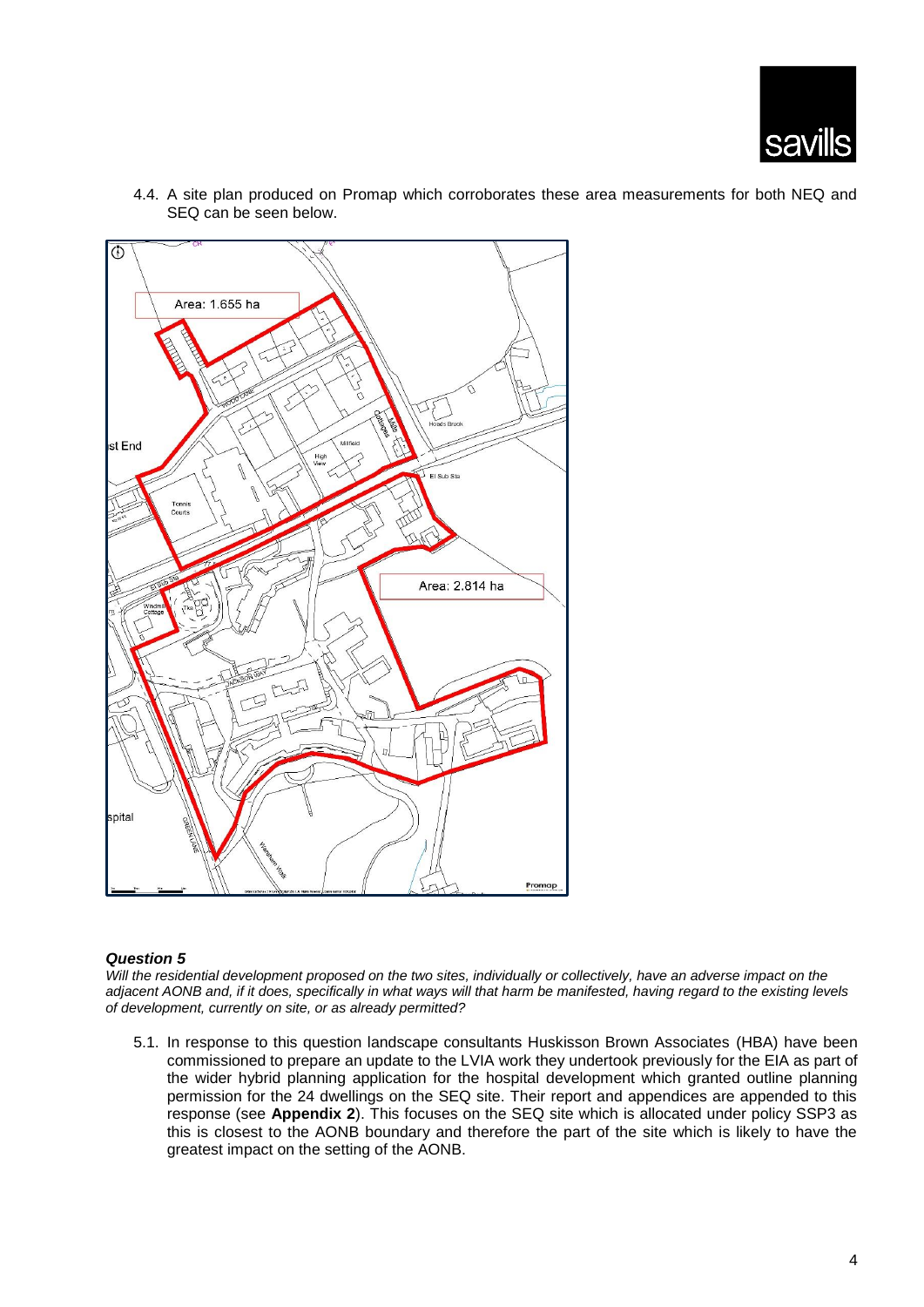4.4. A site plan produced on Promap which corroborates these area measurements for both NEQ and SEQ can be seen below.

***Question 5***

*Will the residential development proposed on the two sites, individually or collectively, have an adverse impact on the adjacent AONB and, if it does, specifically in what ways will that harm be manifested, having regard to the existing levels of development, currently on site, or as already permitted?*

5.1. In response to this question landscape consultants Huskisson Brown Associates (HBA) have been commissioned to prepare an update to the LVIA work they undertook previously for the EIA as part of the wider hybrid planning application for the hospital development which granted outline planning permission for the 24 dwellings on the SEQ site. Their report and appendices are appended to this response (see **Appendix 2**). This focuses on the SEQ site which is allocated under policy SSP3 as this is closest to the AONB boundary and therefore the part of the site which is likely to have the greatest impact on the setting of the AONB.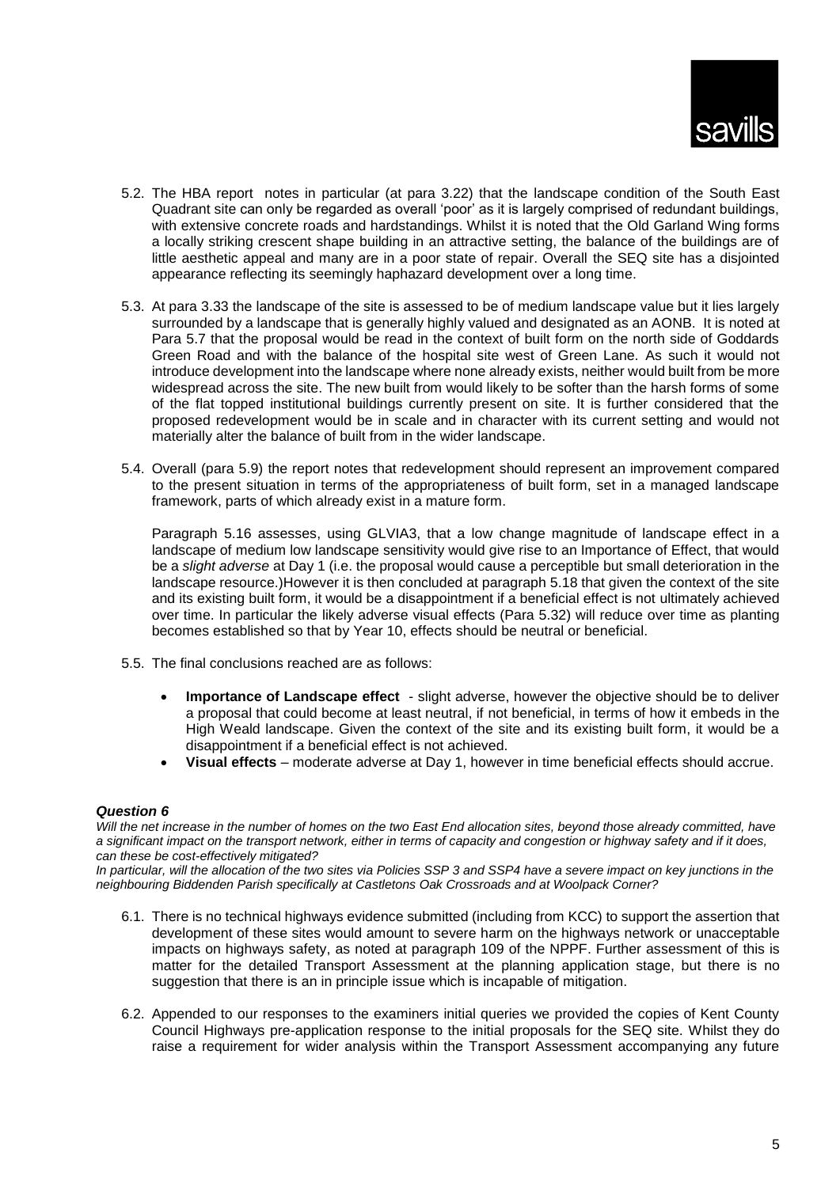5.2. The HBA report notes in particular (at para 3.22) that the landscape condition of the South East Quadrant site can only be regarded as overall 'poor' as it is largely comprised of redundant buildings, with extensive concrete roads and hardstandings. Whilst it is noted that the Old Garland Wing forms a locally striking crescent shape building in an attractive setting, the balance of the buildings are of little aesthetic appeal and many are in a poor state of repair. Overall the SEQ site has a disjointed appearance reflecting its seemingly haphazard development over a long time.

5.3. At para 3.33 the landscape of the site is assessed to be of medium landscape value but it lies largely surrounded by a landscape that is generally highly valued and designated as an AONB. It is noted at Para 5.7 that the proposal would be read in the context of built form on the north side of Goddards Green Road and with the balance of the hospital site west of Green Lane. As such it would not introduce development into the landscape where none already exists, neither would built from be more widespread across the site. The new built from would likely to be softer than the harsh forms of some of the flat topped institutional buildings currently present on site. It is further considered that the proposed redevelopment would be in scale and in character with its current setting and would not materially alter the balance of built from in the wider landscape.

5.4. Overall (para 5.9) the report notes that redevelopment should represent an improvement compared to the present situation in terms of the appropriateness of built form, set in a managed landscape framework, parts of which already exist in a mature form.

Paragraph 5.16 assesses, using GLVIA3, that a low change magnitude of landscape effect in a landscape of medium low landscape sensitivity would give rise to an Importance of Effect, that would be a *slight adverse* at Day 1 (i.e. the proposal would cause a perceptible but small deterioration in the landscape resource.)However it is then concluded at paragraph 5.18 that given the context of the site and its existing built form, it would be a disappointment if a beneficial effect is not ultimately achieved over time. In particular the likely adverse visual effects (Para 5.32) will reduce over time as planting becomes established so that by Year 10, effects should be neutral or beneficial.

5.5. The final conclusions reached are as follows:

- **Importance of Landscape effect** - slight adverse, however the objective should be to deliver a proposal that could become at least neutral, if not beneficial, in terms of how it embeds in the High Weald landscape. Given the context of the site and its existing built form, it would be a disappointment if a beneficial effect is not achieved.
- **Visual effects** – moderate adverse at Day 1, however in time beneficial effects should accrue.

***Question 6***

*Will the net increase in the number of homes on the two East End allocation sites, beyond those already committed, have a significant impact on the transport network, either in terms of capacity and congestion or highway safety and if it does, can these be cost-effectively mitigated?*

*In particular, will the allocation of the two sites via Policies SSP 3 and SSP4 have a severe impact on key junctions in the neighbouring Biddenden Parish specifically at Castletons Oak Crossroads and at Woolpack Corner?*

6.1. There is no technical highways evidence submitted (including from KCC) to support the assertion that development of these sites would amount to severe harm on the highways network or unacceptable impacts on highways safety, as noted at paragraph 109 of the NPPF. Further assessment of this is matter for the detailed Transport Assessment at the planning application stage, but there is no suggestion that there is an in principle issue which is incapable of mitigation.

6.2. Appended to our responses to the examiners initial queries we provided the copies of Kent County Council Highways pre-application response to the initial proposals for the SEQ site. Whilst they do raise a requirement for wider analysis within the Transport Assessment accompanying any future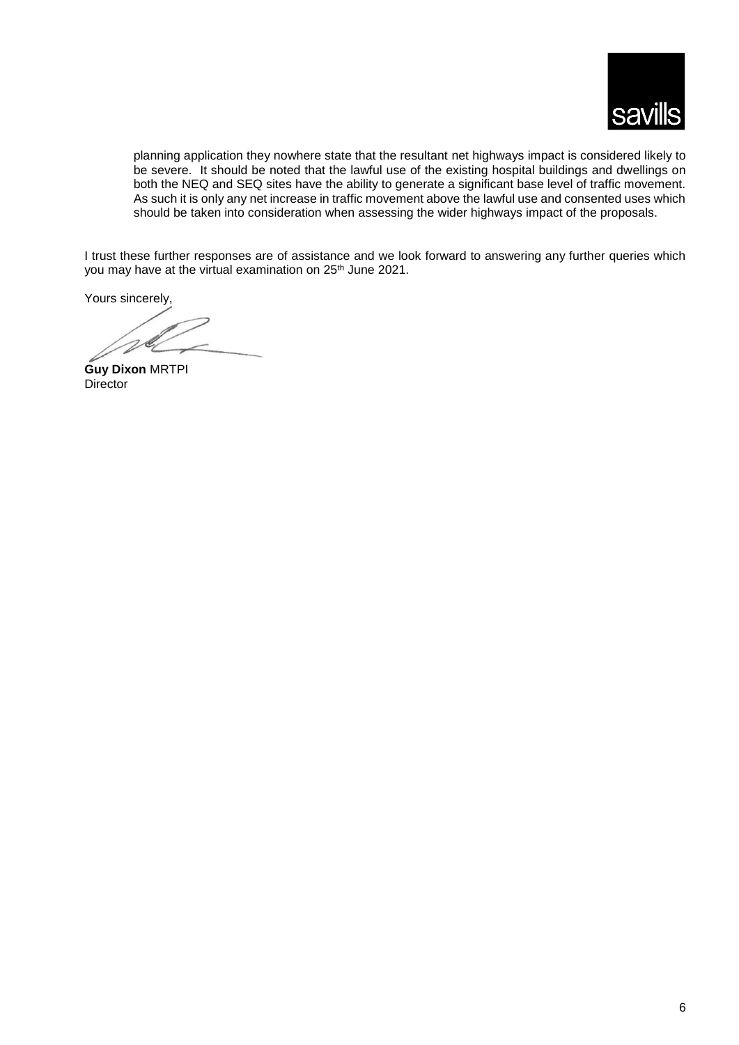planning application they nowhere state that the resultant net highways impact is considered likely to be severe. It should be noted that the lawful use of the existing hospital buildings and dwellings on both the NEQ and SEQ sites have the ability to generate a significant base level of traffic movement. As such it is only any net increase in traffic movement above the lawful use and consented uses which should be taken into consideration when assessing the wider highways impact of the proposals.

I trust these further responses are of assistance and we look forward to answering any further queries which you may have at the virtual examination on 25th June 2021.

Yours sincerely,

**Guy Dixon** MRTPI
Director